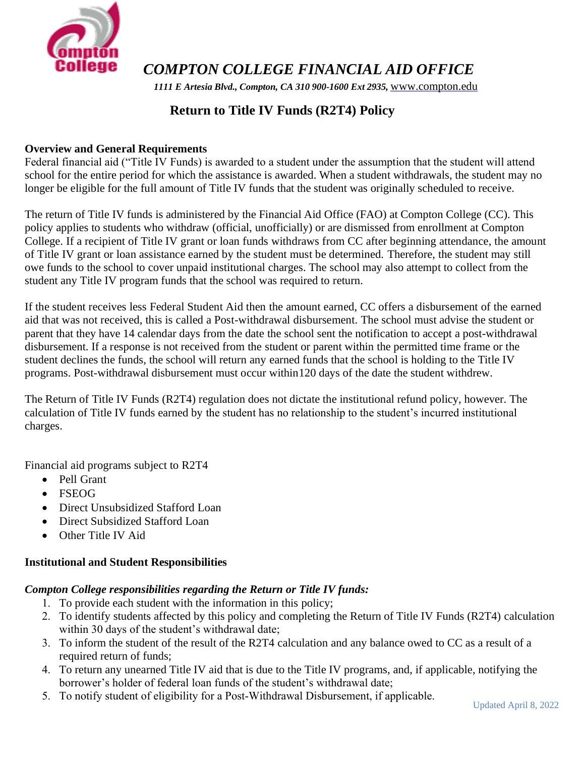# *COMPTON COLLEGE FINANCIAL AID OFFICE*

***1111 E Artesia Blvd., Compton, CA 310 900-1600 Ext 2935,*** www.compton.edu

## Return to Title IV Funds (R2T4) Policy

**Overview and General Requirements**

Federal financial aid ("Title IV Funds) is awarded to a student under the assumption that the student will attend school for the entire period for which the assistance is awarded. When a student withdrawals, the student may no longer be eligible for the full amount of Title IV funds that the student was originally scheduled to receive.

The return of Title IV funds is administered by the Financial Aid Office (FAO) at Compton College (CC). This policy applies to students who withdraw (official, unofficially) or are dismissed from enrollment at Compton College. If a recipient of Title IV grant or loan funds withdraws from CC after beginning attendance, the amount of Title IV grant or loan assistance earned by the student must be determined. Therefore, the student may still owe funds to the school to cover unpaid institutional charges. The school may also attempt to collect from the student any Title IV program funds that the school was required to return.

If the student receives less Federal Student Aid then the amount earned, CC offers a disbursement of the earned aid that was not received, this is called a Post-withdrawal disbursement. The school must advise the student or parent that they have 14 calendar days from the date the school sent the notification to accept a post-withdrawal disbursement. If a response is not received from the student or parent within the permitted time frame or the student declines the funds, the school will return any earned funds that the school is holding to the Title IV programs. Post-withdrawal disbursement must occur within120 days of the date the student withdrew.

The Return of Title IV Funds (R2T4) regulation does not dictate the institutional refund policy, however. The calculation of Title IV funds earned by the student has no relationship to the student's incurred institutional charges.

Financial aid programs subject to R2T4

- Pell Grant
- FSEOG
- Direct Unsubsidized Stafford Loan
- Direct Subsidized Stafford Loan
- Other Title IV Aid

**Institutional and Student Responsibilities**

***Compton College responsibilities regarding the Return or Title IV funds:***

1. To provide each student with the information in this policy;
2. To identify students affected by this policy and completing the Return of Title IV Funds (R2T4) calculation within 30 days of the student's withdrawal date;
3. To inform the student of the result of the R2T4 calculation and any balance owed to CC as a result of a required return of funds;
4. To return any unearned Title IV aid that is due to the Title IV programs, and, if applicable, notifying the borrower's holder of federal loan funds of the student's withdrawal date;
5. To notify student of eligibility for a Post-Withdrawal Disbursement, if applicable.

Updated April 8, 2022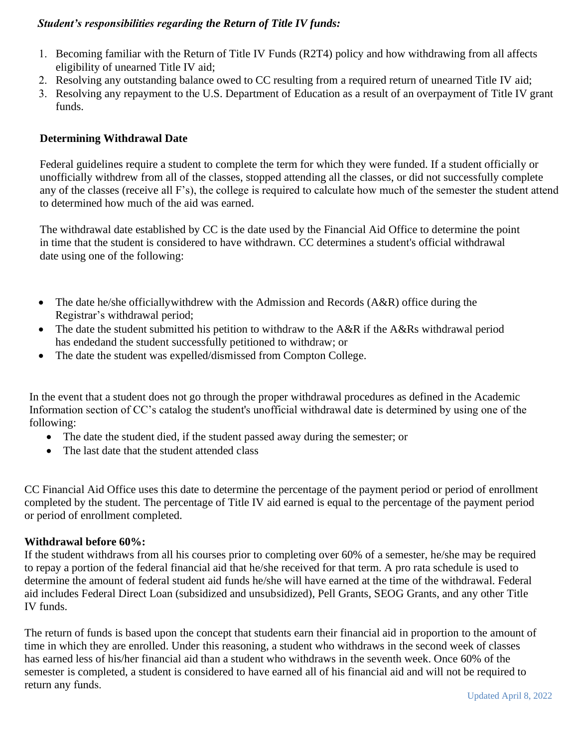***Student's responsibilities regarding the Return of Title IV funds:***

1. Becoming familiar with the Return of Title IV Funds (R2T4) policy and how withdrawing from all affects eligibility of unearned Title IV aid;
2. Resolving any outstanding balance owed to CC resulting from a required return of unearned Title IV aid;
3. Resolving any repayment to the U.S. Department of Education as a result of an overpayment of Title IV grant funds.

**Determining Withdrawal Date**

Federal guidelines require a student to complete the term for which they were funded. If a student officially or unofficially withdrew from all of the classes, stopped attending all the classes, or did not successfully complete any of the classes (receive all F's), the college is required to calculate how much of the semester the student attend to determined how much of the aid was earned.

The withdrawal date established by CC is the date used by the Financial Aid Office to determine the point in time that the student is considered to have withdrawn. CC determines a student's official withdrawal date using one of the following:

- The date he/she officiallywithdrew with the Admission and Records (A&R) office during the Registrar's withdrawal period;
- The date the student submitted his petition to withdraw to the A&R if the A&Rs withdrawal period has endedand the student successfully petitioned to withdraw; or
- The date the student was expelled/dismissed from Compton College.

In the event that a student does not go through the proper withdrawal procedures as defined in the Academic Information section of CC's catalog the student's unofficial withdrawal date is determined by using one of the following:

- The date the student died, if the student passed away during the semester; or
- The last date that the student attended class

CC Financial Aid Office uses this date to determine the percentage of the payment period or period of enrollment completed by the student. The percentage of Title IV aid earned is equal to the percentage of the payment period or period of enrollment completed.

**Withdrawal before 60%:**

If the student withdraws from all his courses prior to completing over 60% of a semester, he/she may be required to repay a portion of the federal financial aid that he/she received for that term. A pro rata schedule is used to determine the amount of federal student aid funds he/she will have earned at the time of the withdrawal. Federal aid includes Federal Direct Loan (subsidized and unsubsidized), Pell Grants, SEOG Grants, and any other Title IV funds.

The return of funds is based upon the concept that students earn their financial aid in proportion to the amount of time in which they are enrolled. Under this reasoning, a student who withdraws in the second week of classes has earned less of his/her financial aid than a student who withdraws in the seventh week. Once 60% of the semester is completed, a student is considered to have earned all of his financial aid and will not be required to return any funds.

Updated April 8, 2022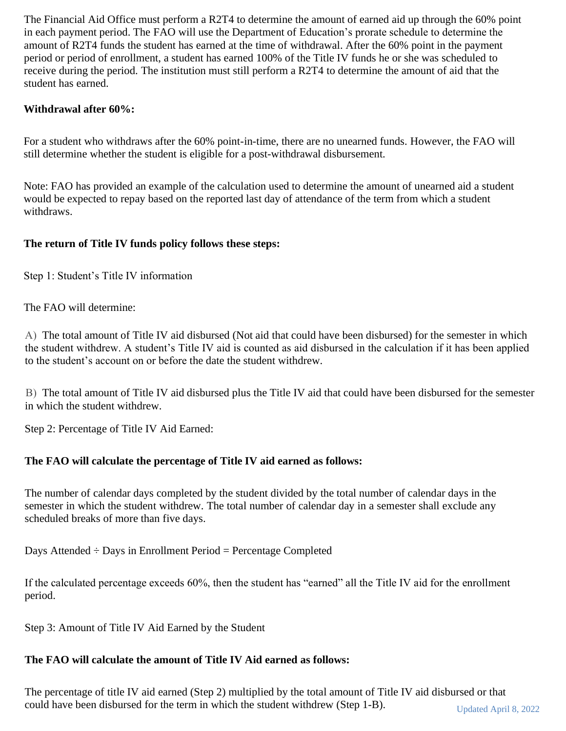The Financial Aid Office must perform a R2T4 to determine the amount of earned aid up through the 60% point in each payment period. The FAO will use the Department of Education's prorate schedule to determine the amount of R2T4 funds the student has earned at the time of withdrawal. After the 60% point in the payment period or period of enrollment, a student has earned 100% of the Title IV funds he or she was scheduled to receive during the period. The institution must still perform a R2T4 to determine the amount of aid that the student has earned.

**Withdrawal after 60%:**

For a student who withdraws after the 60% point-in-time, there are no unearned funds. However, the FAO will still determine whether the student is eligible for a post-withdrawal disbursement.

Note: FAO has provided an example of the calculation used to determine the amount of unearned aid a student would be expected to repay based on the reported last day of attendance of the term from which a student withdraws.

**The return of Title IV funds policy follows these steps:**

Step 1: Student's Title IV information

The FAO will determine:

A) The total amount of Title IV aid disbursed (Not aid that could have been disbursed) for the semester in which the student withdrew. A student's Title IV aid is counted as aid disbursed in the calculation if it has been applied to the student's account on or before the date the student withdrew.

B) The total amount of Title IV aid disbursed plus the Title IV aid that could have been disbursed for the semester in which the student withdrew.

Step 2: Percentage of Title IV Aid Earned:

**The FAO will calculate the percentage of Title IV aid earned as follows:**

The number of calendar days completed by the student divided by the total number of calendar days in the semester in which the student withdrew. The total number of calendar day in a semester shall exclude any scheduled breaks of more than five days.

Days Attended ÷ Days in Enrollment Period = Percentage Completed

If the calculated percentage exceeds 60%, then the student has "earned" all the Title IV aid for the enrollment period.

Step 3: Amount of Title IV Aid Earned by the Student

**The FAO will calculate the amount of Title IV Aid earned as follows:**

The percentage of title IV aid earned (Step 2) multiplied by the total amount of Title IV aid disbursed or that could have been disbursed for the term in which the student withdrew (Step 1-B).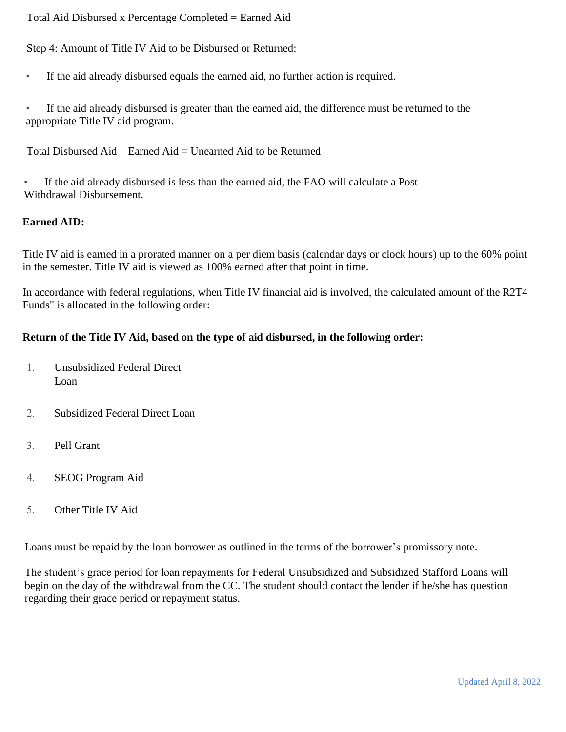Total Aid Disbursed x Percentage Completed = Earned Aid

Step 4: Amount of Title IV Aid to be Disbursed or Returned:

- If the aid already disbursed equals the earned aid, no further action is required.

- If the aid already disbursed is greater than the earned aid, the difference must be returned to the appropriate Title IV aid program.

Total Disbursed Aid – Earned Aid = Unearned Aid to be Returned

- If the aid already disbursed is less than the earned aid, the FAO will calculate a Post Withdrawal Disbursement.

**Earned AID:**

Title IV aid is earned in a prorated manner on a per diem basis (calendar days or clock hours) up to the 60% point in the semester. Title IV aid is viewed as 100% earned after that point in time.

In accordance with federal regulations, when Title IV financial aid is involved, the calculated amount of the R2T4 Funds" is allocated in the following order:

**Return of the Title IV Aid, based on the type of aid disbursed, in the following order:**

1. Unsubsidized Federal Direct Loan
2. Subsidized Federal Direct Loan
3. Pell Grant
4. SEOG Program Aid
5. Other Title IV Aid

Loans must be repaid by the loan borrower as outlined in the terms of the borrower's promissory note.

The student's grace period for loan repayments for Federal Unsubsidized and Subsidized Stafford Loans will begin on the day of the withdrawal from the CC. The student should contact the lender if he/she has question regarding their grace period or repayment status.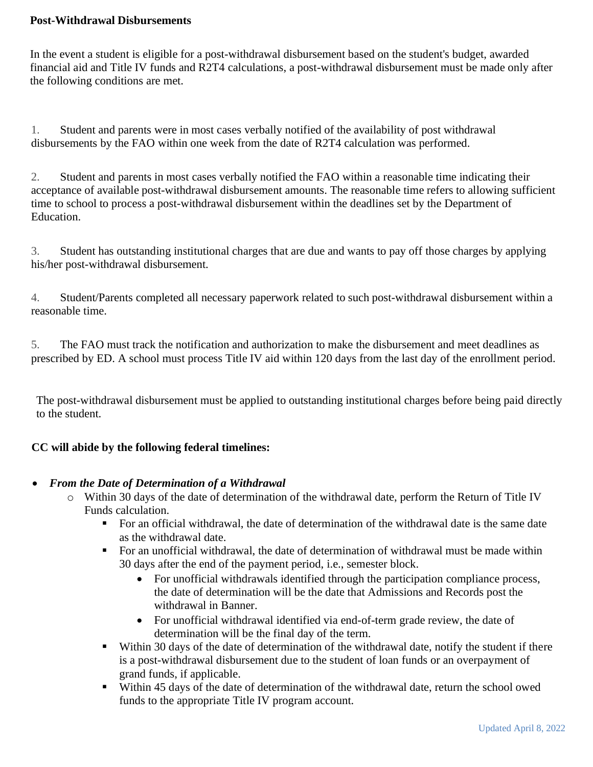**Post-Withdrawal Disbursements**

In the event a student is eligible for a post-withdrawal disbursement based on the student's budget, awarded financial aid and Title IV funds and R2T4 calculations, a post-withdrawal disbursement must be made only after the following conditions are met.

1. Student and parents were in most cases verbally notified of the availability of post withdrawal disbursements by the FAO within one week from the date of R2T4 calculation was performed.

2. Student and parents in most cases verbally notified the FAO within a reasonable time indicating their acceptance of available post-withdrawal disbursement amounts. The reasonable time refers to allowing sufficient time to school to process a post-withdrawal disbursement within the deadlines set by the Department of Education.

3. Student has outstanding institutional charges that are due and wants to pay off those charges by applying his/her post-withdrawal disbursement.

4. Student/Parents completed all necessary paperwork related to such post-withdrawal disbursement within a reasonable time.

5. The FAO must track the notification and authorization to make the disbursement and meet deadlines as prescribed by ED. A school must process Title IV aid within 120 days from the last day of the enrollment period.

The post-withdrawal disbursement must be applied to outstanding institutional charges before being paid directly to the student.

**CC will abide by the following federal timelines:**

- ***From the Date of Determination of a Withdrawal***
  - Within 30 days of the date of determination of the withdrawal date, perform the Return of Title IV Funds calculation.
    - For an official withdrawal, the date of determination of the withdrawal date is the same date as the withdrawal date.
    - For an unofficial withdrawal, the date of determination of withdrawal must be made within 30 days after the end of the payment period, i.e., semester block.
      - For unofficial withdrawals identified through the participation compliance process, the date of determination will be the date that Admissions and Records post the withdrawal in Banner.
      - For unofficial withdrawal identified via end-of-term grade review, the date of determination will be the final day of the term.
    - Within 30 days of the date of determination of the withdrawal date, notify the student if there is a post-withdrawal disbursement due to the student of loan funds or an overpayment of grand funds, if applicable.
    - Within 45 days of the date of determination of the withdrawal date, return the school owed funds to the appropriate Title IV program account.

Updated April 8, 2022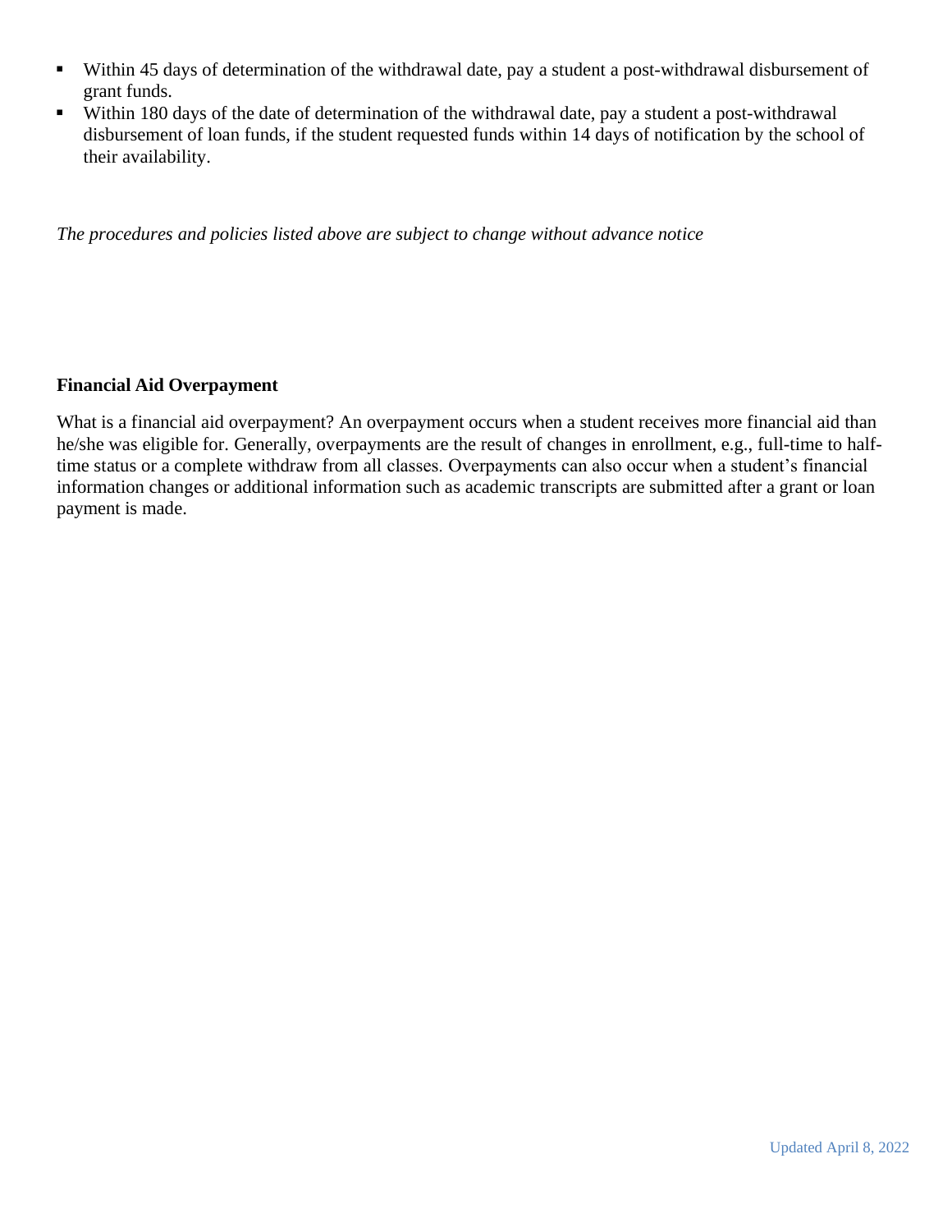- Within 45 days of determination of the withdrawal date, pay a student a post-withdrawal disbursement of grant funds.
- Within 180 days of the date of determination of the withdrawal date, pay a student a post-withdrawal disbursement of loan funds, if the student requested funds within 14 days of notification by the school of their availability.

*The procedures and policies listed above are subject to change without advance notice*

**Financial Aid Overpayment**

What is a financial aid overpayment? An overpayment occurs when a student receives more financial aid than he/she was eligible for. Generally, overpayments are the result of changes in enrollment, e.g., full-time to half-time status or a complete withdraw from all classes. Overpayments can also occur when a student's financial information changes or additional information such as academic transcripts are submitted after a grant or loan payment is made.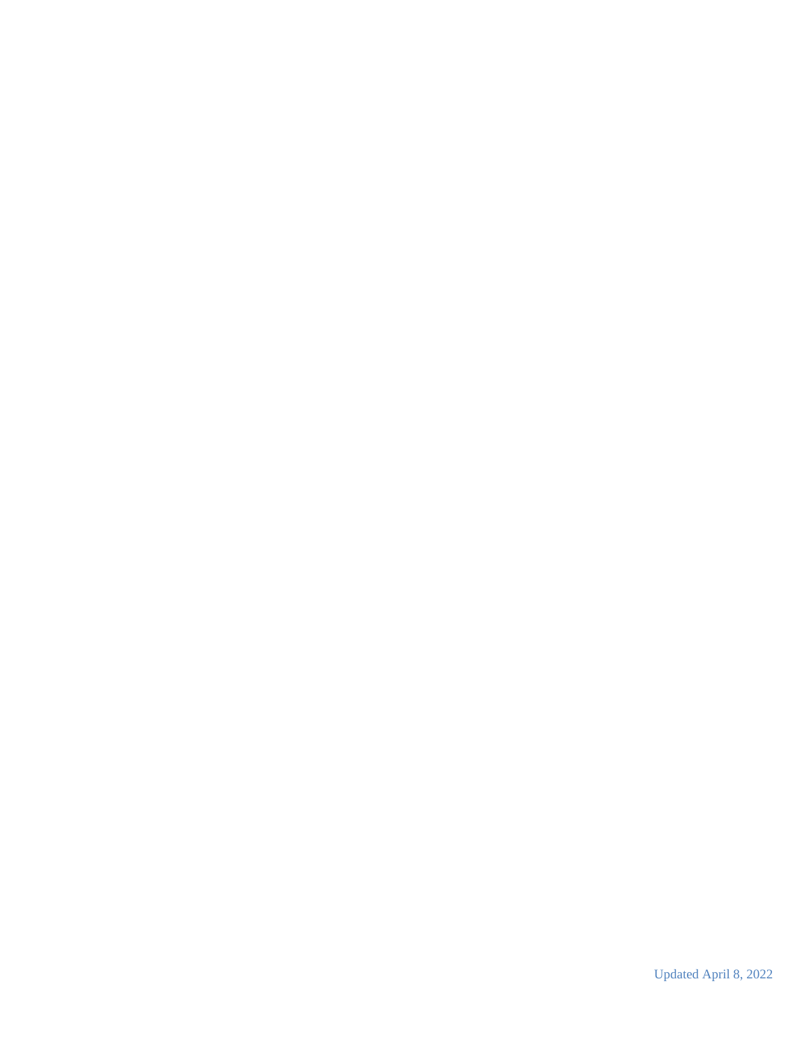Updated April 8, 2022